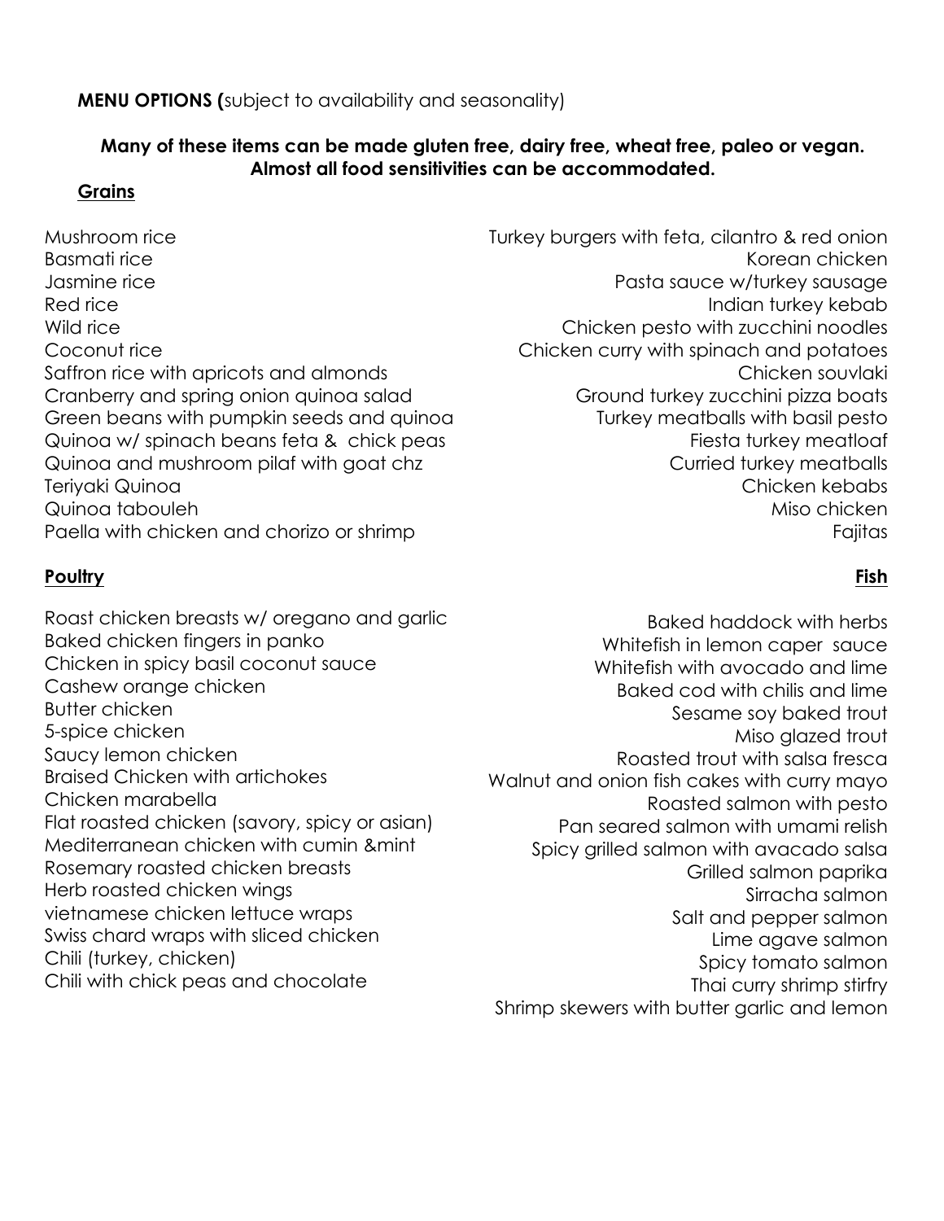**MENU OPTIONS (**subject to availability and seasonality)

**Many of these items can be made gluten free, dairy free, wheat free, paleo or vegan. Almost all food sensitivities can be accommodated.**

## Grains

- Mushroom rice
- Basmati rice
- Jasmine rice
- Red rice
- Wild rice
- Coconut rice
- Saffron rice with apricots and almonds
- Cranberry and spring onion quinoa salad
- Green beans with pumpkin seeds and quinoa
- Quinoa w/ spinach beans feta & chick peas
- Quinoa and mushroom pilaf with goat chz
- Teriyaki Quinoa
- Quinoa tabouleh
- Paella with chicken and chorizo or shrimp

## Poultry

- Roast chicken breasts w/ oregano and garlic
- Baked chicken fingers in panko
- Chicken in spicy basil coconut sauce
- Cashew orange chicken
- Butter chicken
- 5-spice chicken
- Saucy lemon chicken
- Braised Chicken with artichokes
- Chicken marabella
- Flat roasted chicken (savory, spicy or asian)
- Mediterranean chicken with cumin &mint
- Rosemary roasted chicken breasts
- Herb roasted chicken wings
- vietnamese chicken lettuce wraps
- Swiss chard wraps with sliced chicken
- Chili (turkey, chicken)
- Chili with chick peas and chocolate
- Turkey burgers with feta, cilantro & red onion
- Korean chicken
- Pasta sauce w/turkey sausage
- Indian turkey kebab
- Chicken pesto with zucchini noodles
- Chicken curry with spinach and potatoes
- Chicken souvlaki
- Ground turkey zucchini pizza boats
- Turkey meatballs with basil pesto
- Fiesta turkey meatloaf
- Curried turkey meatballs
- Chicken kebabs
- Miso chicken
- Fajitas

## Fish

- Baked haddock with herbs
- Whitefish in lemon caper sauce
- Whitefish with avocado and lime
- Baked cod with chilis and lime
- Sesame soy baked trout
- Miso glazed trout
- Roasted trout with salsa fresca
- Walnut and onion fish cakes with curry mayo
- Roasted salmon with pesto
- Pan seared salmon with umami relish
- Spicy grilled salmon with avacado salsa
- Grilled salmon paprika
- Sirracha salmon
- Salt and pepper salmon
- Lime agave salmon
- Spicy tomato salmon
- Thai curry shrimp stirfry
- Shrimp skewers with butter garlic and lemon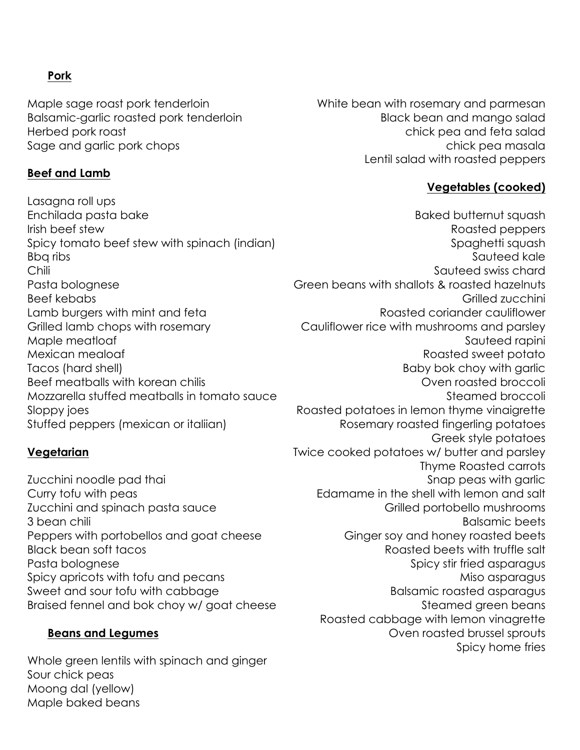## Pork

Maple sage roast pork tenderloin
Balsamic-garlic roasted pork tenderloin
Herbed pork roast
Sage and garlic pork chops

## Beef and Lamb

Lasagna roll ups
Enchilada pasta bake
Irish beef stew
Spicy tomato beef stew with spinach (indian)
Bbq ribs
Chili
Pasta bolognese
Beef kebabs
Lamb burgers with mint and feta
Grilled lamb chops with rosemary
Maple meatloaf
Mexican mealoaf
Tacos (hard shell)
Beef meatballs with korean chilis
Mozzarella stuffed meatballs in tomato sauce
Sloppy joes
Stuffed peppers (mexican or italiian)

## Vegetarian

Zucchini noodle pad thai
Curry tofu with peas
Zucchini and spinach pasta sauce
3 bean chili
Peppers with portobellos and goat cheese
Black bean soft tacos
Pasta bolognese
Spicy apricots with tofu and pecans
Sweet and sour tofu with cabbage
Braised fennel and bok choy w/ goat cheese

## Beans and Legumes

Whole green lentils with spinach and ginger
Sour chick peas
Moong dal (yellow)
Maple baked beans
White bean with rosemary and parmesan
Black bean and mango salad
chick pea and feta salad
chick pea masala
Lentil salad with roasted peppers

## Vegetables (cooked)

Baked butternut squash
Roasted peppers
Spaghetti squash
Sauteed kale
Sauteed swiss chard
Green beans with shallots & roasted hazelnuts
Grilled zucchini
Roasted coriander cauliflower
Cauliflower rice with mushrooms and parsley
Sauteed rapini
Roasted sweet potato
Baby bok choy with garlic
Oven roasted broccoli
Steamed broccoli
Roasted potatoes in lemon thyme vinaigrette
Rosemary roasted fingerling potatoes
Greek style potatoes
Twice cooked potatoes w/ butter and parsley
Thyme Roasted carrots
Snap peas with garlic
Edamame in the shell with lemon and salt
Grilled portobello mushrooms
Balsamic beets
Ginger soy and honey roasted beets
Roasted beets with truffle salt
Spicy stir fried asparagus
Miso asparagus
Balsamic roasted asparagus
Steamed green beans
Roasted cabbage with lemon vinagrette
Oven roasted brussel sprouts
Spicy home fries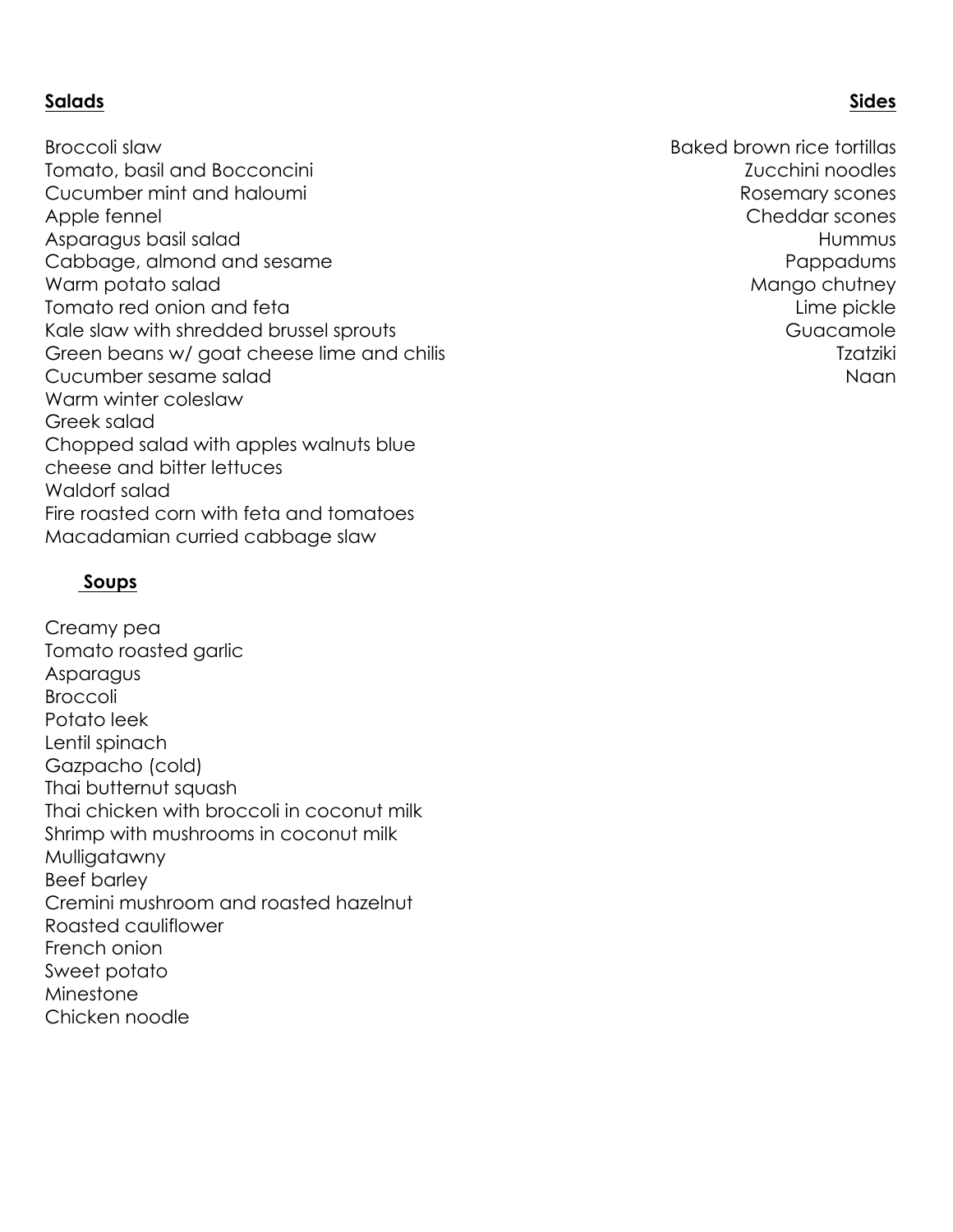## Salads

Broccoli slaw
Tomato, basil and Bocconcini
Cucumber mint and haloumi
Apple fennel
Asparagus basil salad
Cabbage, almond and sesame
Warm potato salad
Tomato red onion and feta
Kale slaw with shredded brussel sprouts
Green beans w/ goat cheese lime and chilis
Cucumber sesame salad
Warm winter coleslaw
Greek salad
Chopped salad with apples walnuts blue cheese and bitter lettuces
Waldorf salad
Fire roasted corn with feta and tomatoes
Macadamian curried cabbage slaw

## Soups

Creamy pea
Tomato roasted garlic
Asparagus
Broccoli
Potato leek
Lentil spinach
Gazpacho (cold)
Thai butternut squash
Thai chicken with broccoli in coconut milk
Shrimp with mushrooms in coconut milk
Mulligatawny
Beef barley
Cremini mushroom and roasted hazelnut
Roasted cauliflower
French onion
Sweet potato
Minestone
Chicken noodle

## Sides

Baked brown rice tortillas
Zucchini noodles
Rosemary scones
Cheddar scones
Hummus
Pappadums
Mango chutney
Lime pickle
Guacamole
Tzatziki
Naan